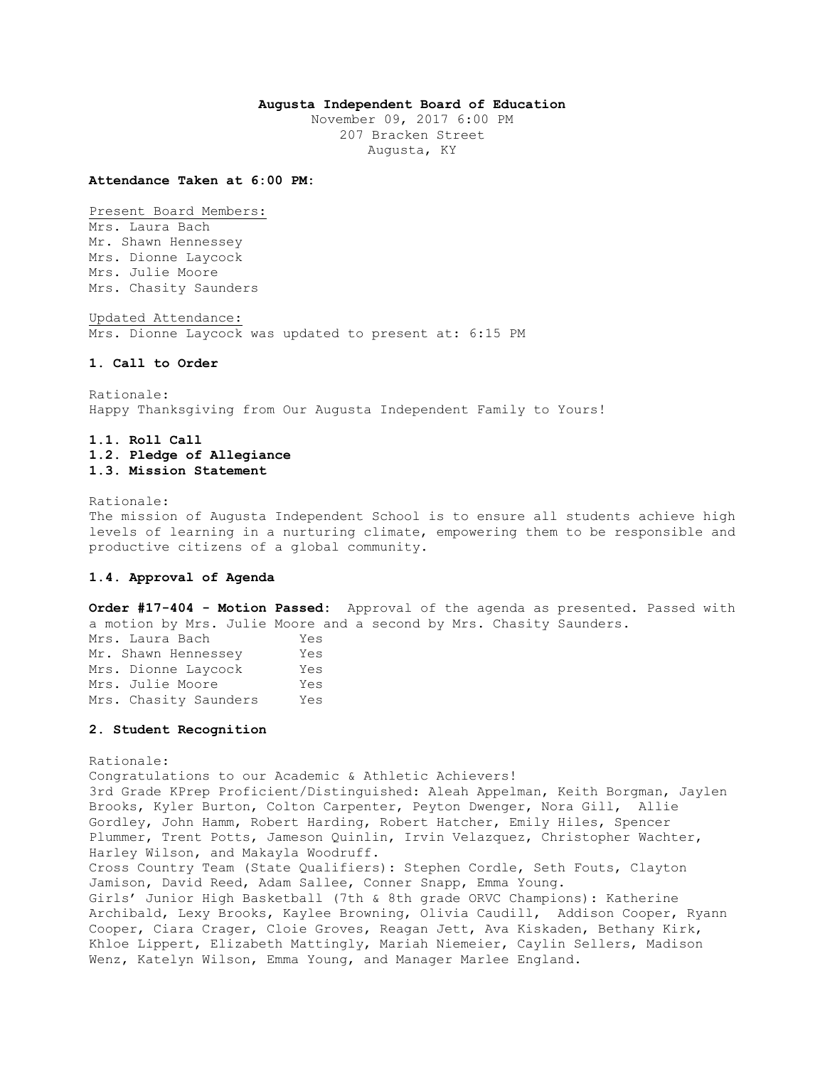**Augusta Independent Board of Education**

November 09, 2017 6:00 PM
207 Bracken Street
Augusta, KY

**Attendance Taken at 6:00 PM:**

Present Board Members:
Mrs. Laura Bach
Mr. Shawn Hennessey
Mrs. Dionne Laycock
Mrs. Julie Moore
Mrs. Chasity Saunders

Updated Attendance:
Mrs. Dionne Laycock was updated to present at: 6:15 PM

**1. Call to Order**

Rationale:
Happy Thanksgiving from Our Augusta Independent Family to Yours!

**1.1. Roll Call**
**1.2. Pledge of Allegiance**
**1.3. Mission Statement**

Rationale:
The mission of Augusta Independent School is to ensure all students achieve high levels of learning in a nurturing climate, empowering them to be responsible and productive citizens of a global community.

**1.4. Approval of Agenda**

**Order #17-404 - Motion Passed:** Approval of the agenda as presented. Passed with a motion by Mrs. Julie Moore and a second by Mrs. Chasity Saunders.

| | |
|---|---|
| Mrs. Laura Bach | Yes |
| Mr. Shawn Hennessey | Yes |
| Mrs. Dionne Laycock | Yes |
| Mrs. Julie Moore | Yes |
| Mrs. Chasity Saunders | Yes |

**2. Student Recognition**

Rationale:
Congratulations to our Academic & Athletic Achievers!
3rd Grade KPrep Proficient/Distinguished: Aleah Appelman, Keith Borgman, Jaylen Brooks, Kyler Burton, Colton Carpenter, Peyton Dwenger, Nora Gill, Allie Gordley, John Hamm, Robert Harding, Robert Hatcher, Emily Hiles, Spencer Plummer, Trent Potts, Jameson Quinlin, Irvin Velazquez, Christopher Wachter, Harley Wilson, and Makayla Woodruff.
Cross Country Team (State Qualifiers): Stephen Cordle, Seth Fouts, Clayton Jamison, David Reed, Adam Sallee, Conner Snapp, Emma Young.
Girls' Junior High Basketball (7th & 8th grade ORVC Champions): Katherine Archibald, Lexy Brooks, Kaylee Browning, Olivia Caudill, Addison Cooper, Ryann Cooper, Ciara Crager, Cloie Groves, Reagan Jett, Ava Kiskaden, Bethany Kirk, Khloe Lippert, Elizabeth Mattingly, Mariah Niemeier, Caylin Sellers, Madison Wenz, Katelyn Wilson, Emma Young, and Manager Marlee England.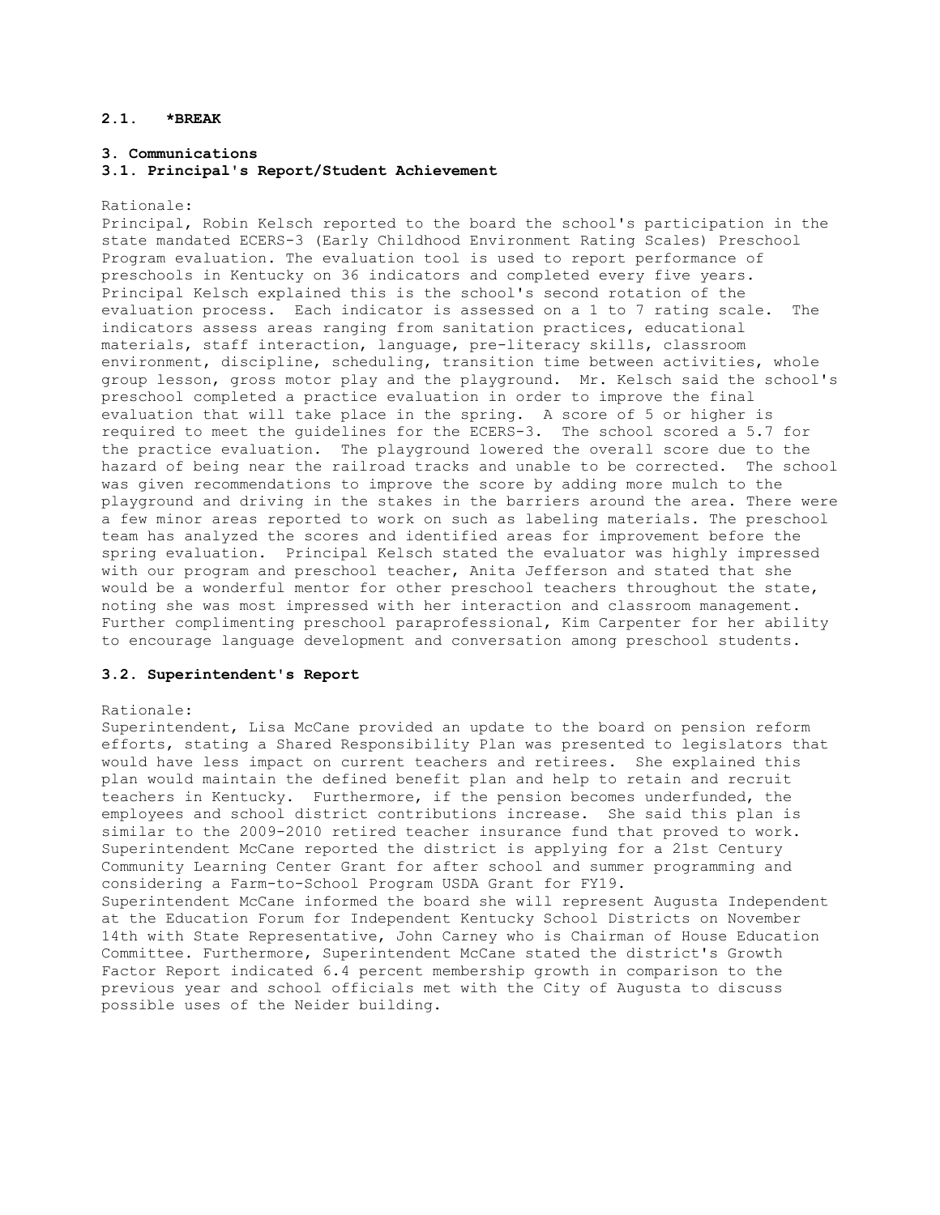**2.1. *BREAK**

## 3. Communications

### 3.1. Principal's Report/Student Achievement

Rationale:

Principal, Robin Kelsch reported to the board the school's participation in the state mandated ECERS-3 (Early Childhood Environment Rating Scales) Preschool Program evaluation. The evaluation tool is used to report performance of preschools in Kentucky on 36 indicators and completed every five years. Principal Kelsch explained this is the school's second rotation of the evaluation process. Each indicator is assessed on a 1 to 7 rating scale. The indicators assess areas ranging from sanitation practices, educational materials, staff interaction, language, pre-literacy skills, classroom environment, discipline, scheduling, transition time between activities, whole group lesson, gross motor play and the playground. Mr. Kelsch said the school's preschool completed a practice evaluation in order to improve the final evaluation that will take place in the spring. A score of 5 or higher is required to meet the guidelines for the ECERS-3. The school scored a 5.7 for the practice evaluation. The playground lowered the overall score due to the hazard of being near the railroad tracks and unable to be corrected. The school was given recommendations to improve the score by adding more mulch to the playground and driving in the stakes in the barriers around the area. There were a few minor areas reported to work on such as labeling materials. The preschool team has analyzed the scores and identified areas for improvement before the spring evaluation. Principal Kelsch stated the evaluator was highly impressed with our program and preschool teacher, Anita Jefferson and stated that she would be a wonderful mentor for other preschool teachers throughout the state, noting she was most impressed with her interaction and classroom management. Further complimenting preschool paraprofessional, Kim Carpenter for her ability to encourage language development and conversation among preschool students.

### 3.2. Superintendent's Report

Rationale:

Superintendent, Lisa McCane provided an update to the board on pension reform efforts, stating a Shared Responsibility Plan was presented to legislators that would have less impact on current teachers and retirees. She explained this plan would maintain the defined benefit plan and help to retain and recruit teachers in Kentucky. Furthermore, if the pension becomes underfunded, the employees and school district contributions increase. She said this plan is similar to the 2009-2010 retired teacher insurance fund that proved to work. Superintendent McCane reported the district is applying for a 21st Century Community Learning Center Grant for after school and summer programming and considering a Farm-to-School Program USDA Grant for FY19.
Superintendent McCane informed the board she will represent Augusta Independent at the Education Forum for Independent Kentucky School Districts on November 14th with State Representative, John Carney who is Chairman of House Education Committee. Furthermore, Superintendent McCane stated the district's Growth Factor Report indicated 6.4 percent membership growth in comparison to the previous year and school officials met with the City of Augusta to discuss possible uses of the Neider building.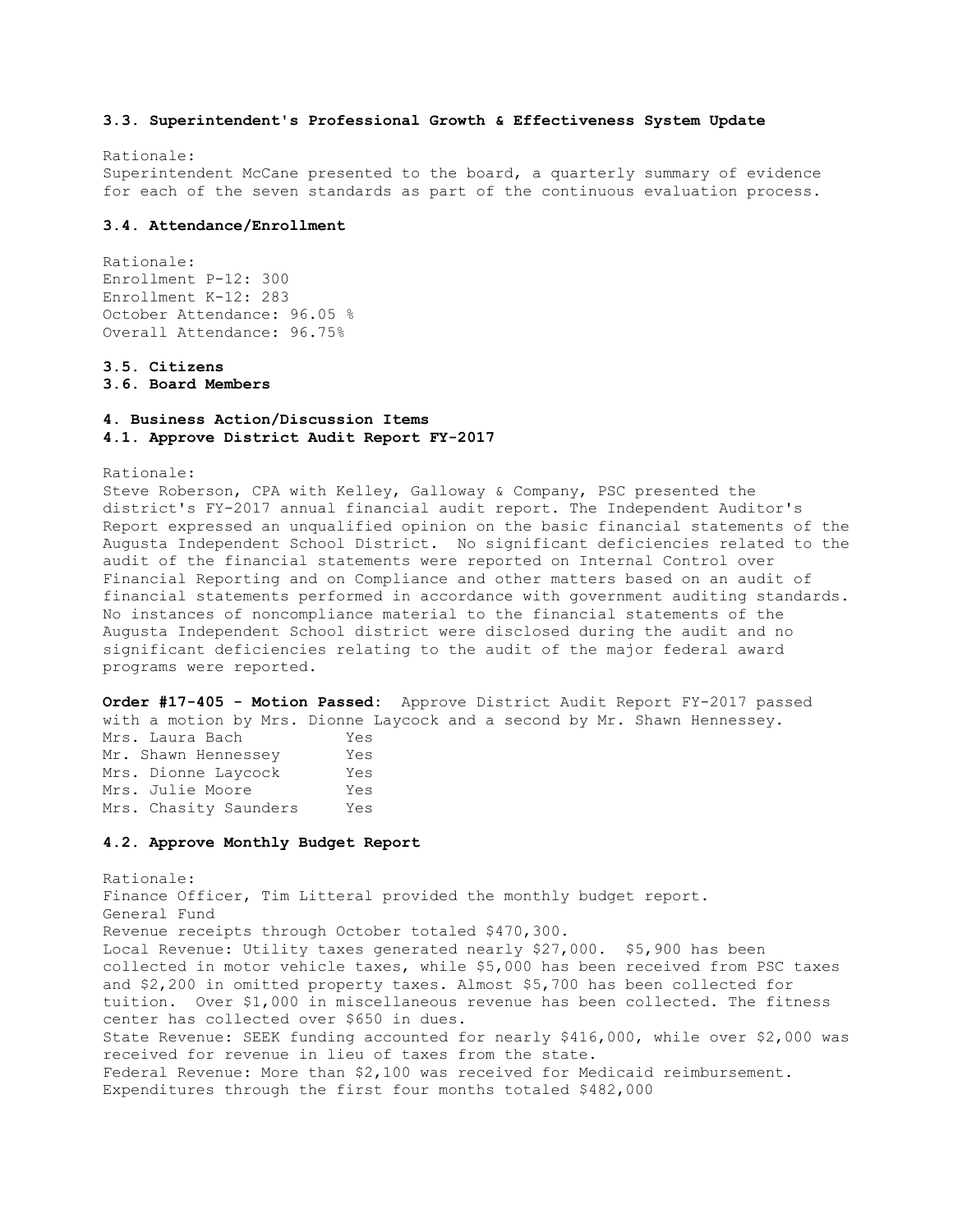### 3.3. Superintendent's Professional Growth & Effectiveness System Update

Rationale:
Superintendent McCane presented to the board, a quarterly summary of evidence for each of the seven standards as part of the continuous evaluation process.

### 3.4. Attendance/Enrollment

Rationale:
Enrollment P-12: 300
Enrollment K-12: 283
October Attendance: 96.05 %
Overall Attendance: 96.75%

### 3.5. Citizens

### 3.6. Board Members

## 4. Business Action/Discussion Items

### 4.1. Approve District Audit Report FY-2017

Rationale:
Steve Roberson, CPA with Kelley, Galloway & Company, PSC presented the district's FY-2017 annual financial audit report. The Independent Auditor's Report expressed an unqualified opinion on the basic financial statements of the Augusta Independent School District. No significant deficiencies related to the audit of the financial statements were reported on Internal Control over Financial Reporting and on Compliance and other matters based on an audit of financial statements performed in accordance with government auditing standards. No instances of noncompliance material to the financial statements of the Augusta Independent School district were disclosed during the audit and no significant deficiencies relating to the audit of the major federal award programs were reported.

**Order #17-405 - Motion Passed:** Approve District Audit Report FY-2017 passed with a motion by Mrs. Dionne Laycock and a second by Mr. Shawn Hennessey.

| | |
|---|---|
| Mrs. Laura Bach | Yes |
| Mr. Shawn Hennessey | Yes |
| Mrs. Dionne Laycock | Yes |
| Mrs. Julie Moore | Yes |
| Mrs. Chasity Saunders | Yes |

### 4.2. Approve Monthly Budget Report

Rationale:
Finance Officer, Tim Litteral provided the monthly budget report.
General Fund
Revenue receipts through October totaled $470,300.
Local Revenue: Utility taxes generated nearly $27,000. $5,900 has been collected in motor vehicle taxes, while $5,000 has been received from PSC taxes and $2,200 in omitted property taxes. Almost $5,700 has been collected for tuition. Over $1,000 in miscellaneous revenue has been collected. The fitness center has collected over $650 in dues.
State Revenue: SEEK funding accounted for nearly $416,000, while over $2,000 was received for revenue in lieu of taxes from the state.
Federal Revenue: More than $2,100 was received for Medicaid reimbursement.
Expenditures through the first four months totaled $482,000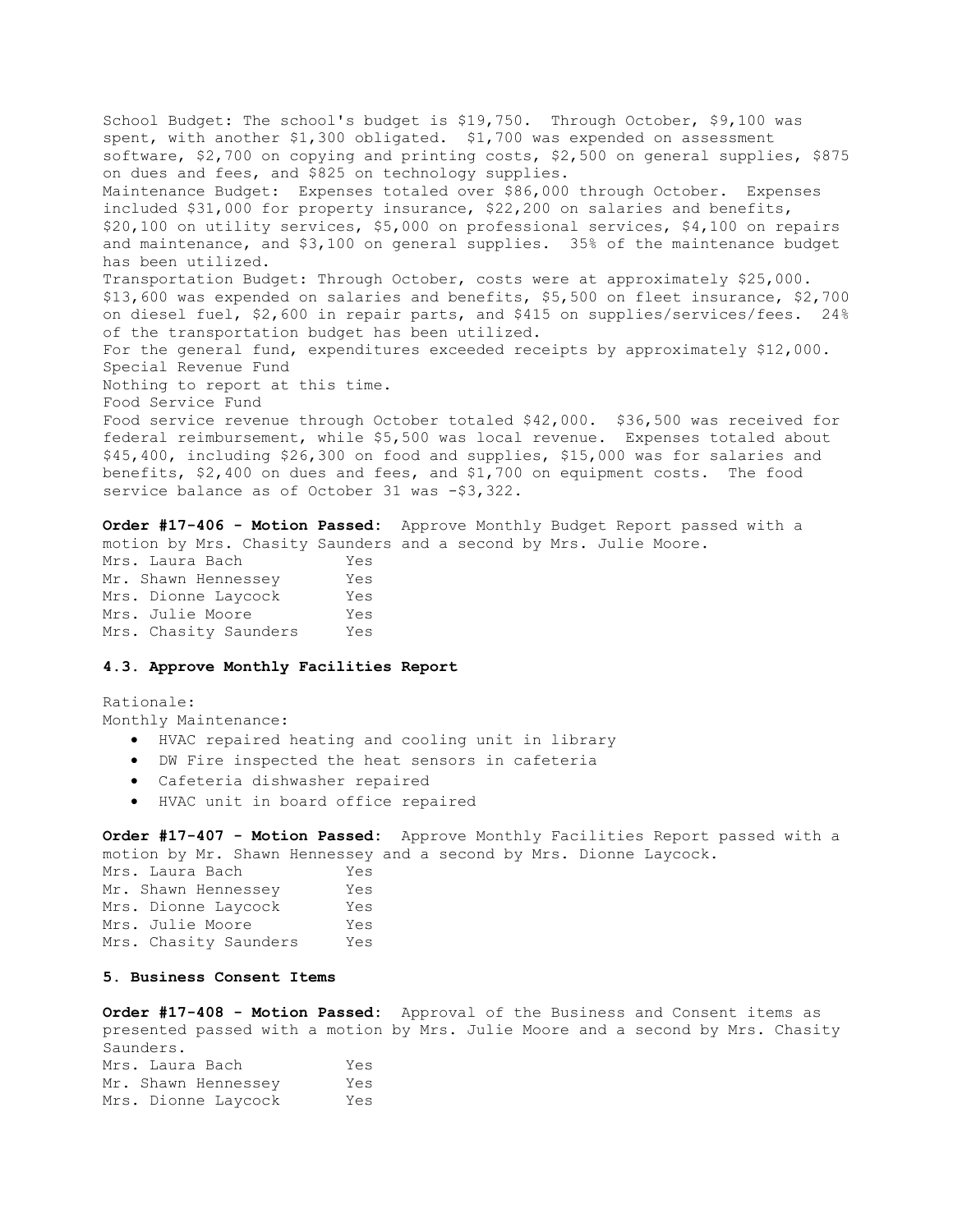School Budget: The school's budget is $19,750. Through October, $9,100 was spent, with another $1,300 obligated. $1,700 was expended on assessment software, $2,700 on copying and printing costs, $2,500 on general supplies, $875 on dues and fees, and $825 on technology supplies.
Maintenance Budget: Expenses totaled over $86,000 through October. Expenses included $31,000 for property insurance, $22,200 on salaries and benefits, $20,100 on utility services, $5,000 on professional services, $4,100 on repairs and maintenance, and $3,100 on general supplies. 35% of the maintenance budget has been utilized.
Transportation Budget: Through October, costs were at approximately $25,000. $13,600 was expended on salaries and benefits, $5,500 on fleet insurance, $2,700 on diesel fuel, $2,600 in repair parts, and $415 on supplies/services/fees. 24% of the transportation budget has been utilized.
For the general fund, expenditures exceeded receipts by approximately $12,000.
Special Revenue Fund
Nothing to report at this time.
Food Service Fund
Food service revenue through October totaled $42,000. $36,500 was received for federal reimbursement, while $5,500 was local revenue. Expenses totaled about $45,400, including $26,300 on food and supplies, $15,000 was for salaries and benefits, $2,400 on dues and fees, and $1,700 on equipment costs. The food service balance as of October 31 was -$3,322.

**Order #17-406 - Motion Passed:** Approve Monthly Budget Report passed with a motion by Mrs. Chasity Saunders and a second by Mrs. Julie Moore.

| | |
|---|---|
| Mrs. Laura Bach | Yes |
| Mr. Shawn Hennessey | Yes |
| Mrs. Dionne Laycock | Yes |
| Mrs. Julie Moore | Yes |
| Mrs. Chasity Saunders | Yes |

### 4.3. Approve Monthly Facilities Report

Rationale:
Monthly Maintenance:

- HVAC repaired heating and cooling unit in library
- DW Fire inspected the heat sensors in cafeteria
- Cafeteria dishwasher repaired
- HVAC unit in board office repaired

**Order #17-407 - Motion Passed:** Approve Monthly Facilities Report passed with a motion by Mr. Shawn Hennessey and a second by Mrs. Dionne Laycock.

| | |
|---|---|
| Mrs. Laura Bach | Yes |
| Mr. Shawn Hennessey | Yes |
| Mrs. Dionne Laycock | Yes |
| Mrs. Julie Moore | Yes |
| Mrs. Chasity Saunders | Yes |

### 5. Business Consent Items

**Order #17-408 - Motion Passed:** Approval of the Business and Consent items as presented passed with a motion by Mrs. Julie Moore and a second by Mrs. Chasity Saunders.

| | |
|---|---|
| Mrs. Laura Bach | Yes |
| Mr. Shawn Hennessey | Yes |
| Mrs. Dionne Laycock | Yes |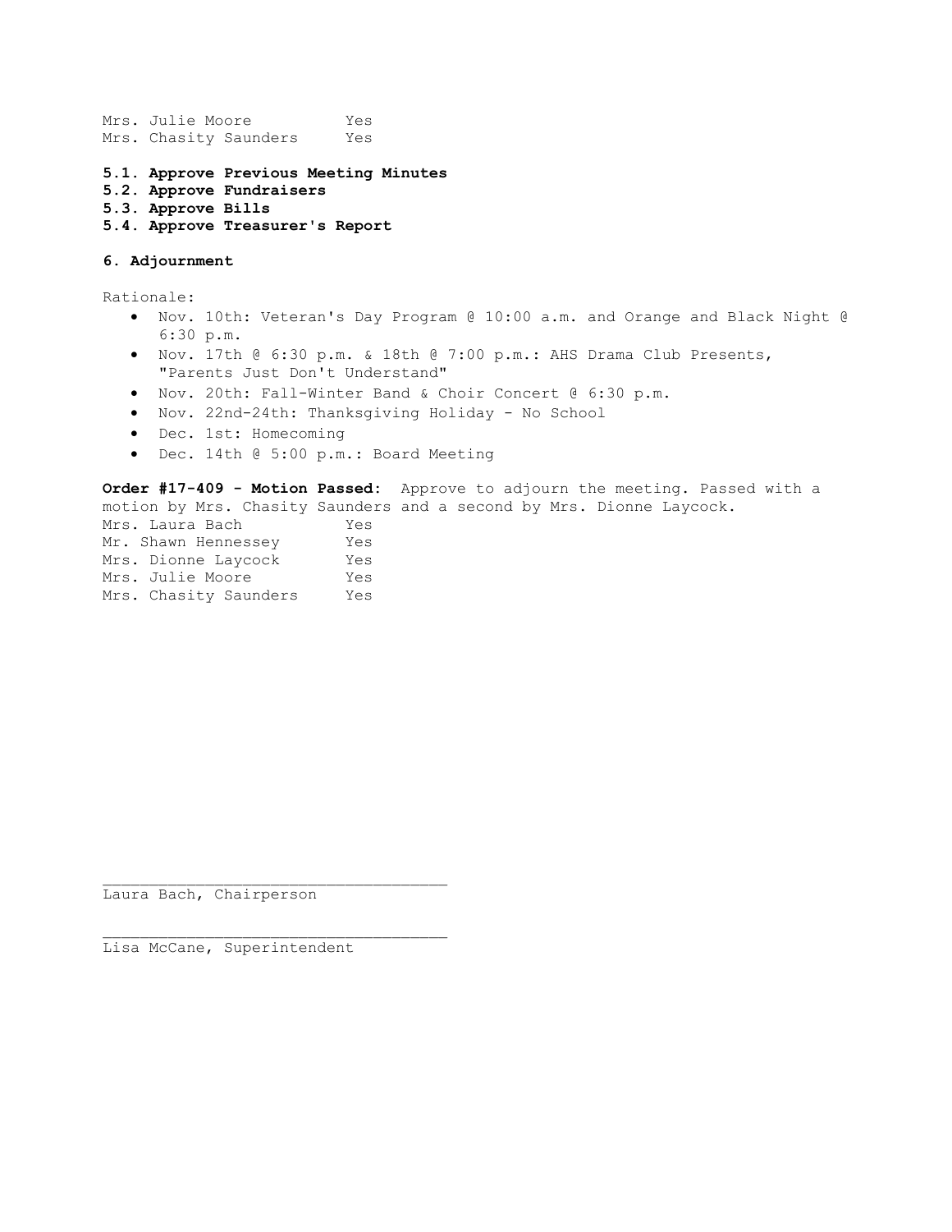Mrs. Julie Moore Yes
Mrs. Chasity Saunders Yes

**5.1. Approve Previous Meeting Minutes**
**5.2. Approve Fundraisers**
**5.3. Approve Bills**
**5.4. Approve Treasurer's Report**

**6. Adjournment**

Rationale:

- Nov. 10th: Veteran's Day Program @ 10:00 a.m. and Orange and Black Night @ 6:30 p.m.
- Nov. 17th @ 6:30 p.m. & 18th @ 7:00 p.m.: AHS Drama Club Presents, "Parents Just Don't Understand"
- Nov. 20th: Fall-Winter Band & Choir Concert @ 6:30 p.m.
- Nov. 22nd-24th: Thanksgiving Holiday - No School
- Dec. 1st: Homecoming
- Dec. 14th @ 5:00 p.m.: Board Meeting

**Order #17-409 - Motion Passed:** Approve to adjourn the meeting. Passed with a motion by Mrs. Chasity Saunders and a second by Mrs. Dionne Laycock.

Mrs. Laura Bach Yes
Mr. Shawn Hennessey Yes
Mrs. Dionne Laycock Yes
Mrs. Julie Moore Yes
Mrs. Chasity Saunders Yes

______________________________________
Laura Bach, Chairperson

______________________________________
Lisa McCane, Superintendent